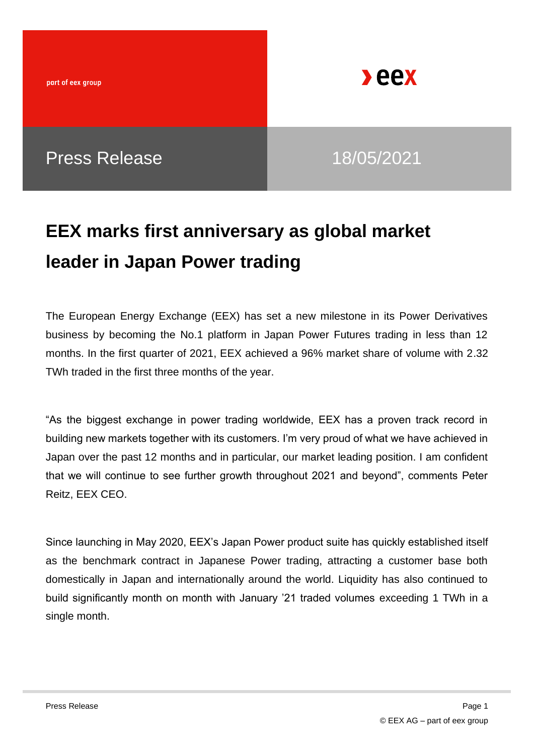part of eex group

Press Release

18/05/2021

# EEX marks first anniversary as global market leader in Japan Power trading

The European Energy Exchange (EEX) has set a new milestone in its Power Derivatives business by becoming the No.1 platform in Japan Power Futures trading in less than 12 months. In the first quarter of 2021, EEX achieved a 96% market share of volume with 2.32 TWh traded in the first three months of the year.

“As the biggest exchange in power trading worldwide, EEX has a proven track record in building new markets together with its customers. I’m very proud of what we have achieved in Japan over the past 12 months and in particular, our market leading position. I am confident that we will continue to see further growth throughout 2021 and beyond”, comments Peter Reitz, EEX CEO.

Since launching in May 2020, EEX’s Japan Power product suite has quickly established itself as the benchmark contract in Japanese Power trading, attracting a customer base both domestically in Japan and internationally around the world. Liquidity has also continued to build significantly month on month with January ’21 traded volumes exceeding 1 TWh in a single month.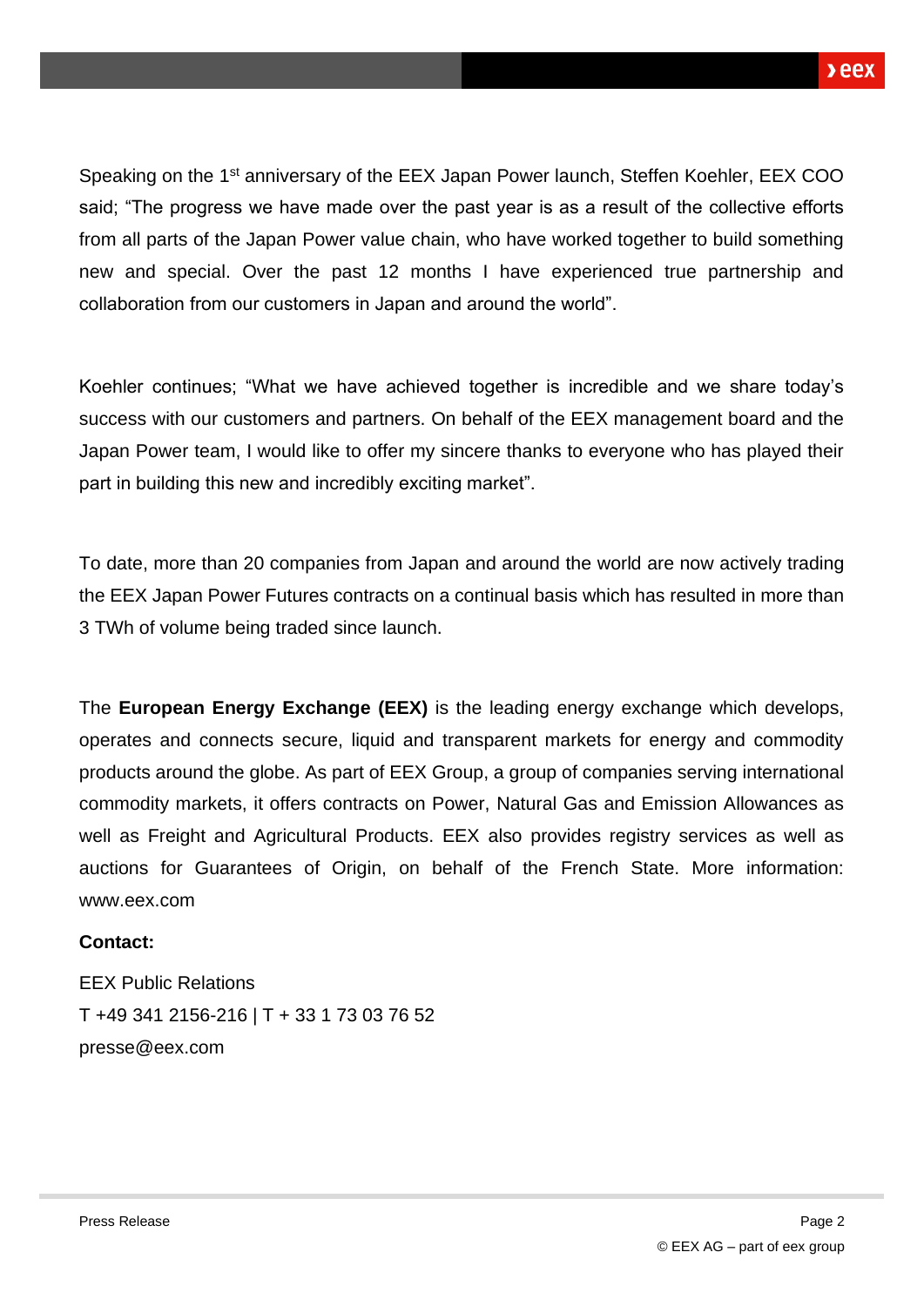Speaking on the 1st anniversary of the EEX Japan Power launch, Steffen Koehler, EEX COO said; "The progress we have made over the past year is as a result of the collective efforts from all parts of the Japan Power value chain, who have worked together to build something new and special. Over the past 12 months I have experienced true partnership and collaboration from our customers in Japan and around the world".

Koehler continues; "What we have achieved together is incredible and we share today's success with our customers and partners. On behalf of the EEX management board and the Japan Power team, I would like to offer my sincere thanks to everyone who has played their part in building this new and incredibly exciting market".

To date, more than 20 companies from Japan and around the world are now actively trading the EEX Japan Power Futures contracts on a continual basis which has resulted in more than 3 TWh of volume being traded since launch.

The **European Energy Exchange (EEX)** is the leading energy exchange which develops, operates and connects secure, liquid and transparent markets for energy and commodity products around the globe. As part of EEX Group, a group of companies serving international commodity markets, it offers contracts on Power, Natural Gas and Emission Allowances as well as Freight and Agricultural Products. EEX also provides registry services as well as auctions for Guarantees of Origin, on behalf of the French State. More information: www.eex.com

**Contact:**

EEX Public Relations
T +49 341 2156-216 | T + 33 1 73 03 76 52
presse@eex.com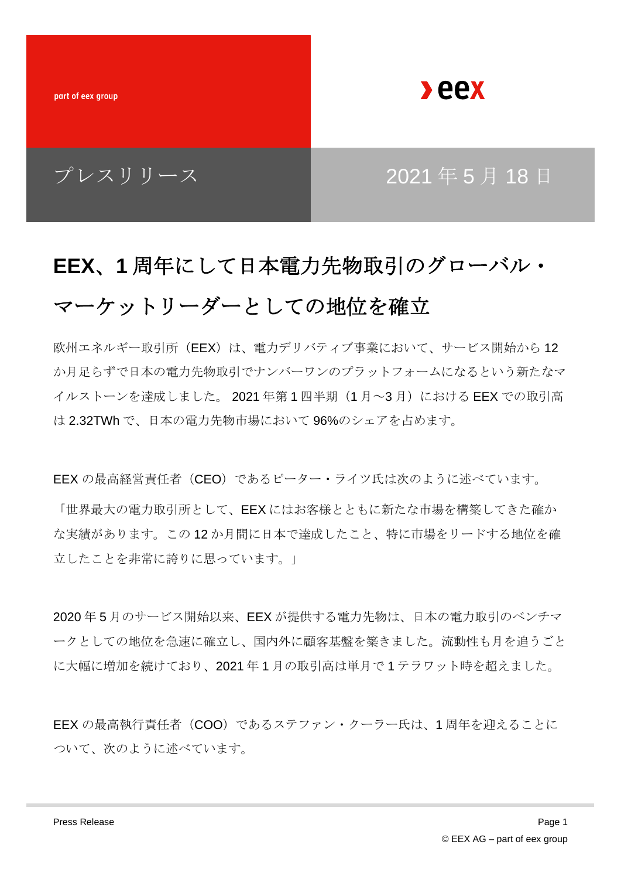part of eex group

eex

プレスリリース

2021 年 5 月 18 日

# EEX、1 周年にして日本電力先物取引のグローバル・マーケットリーダーとしての地位を確立

欧州エネルギー取引所（EEX）は、電力デリバティブ事業において、サービス開始から 12 か月足らずで日本の電力先物取引でナンバーワンのプラットフォームになるという新たなマイルストーンを達成しました。 2021 年第 1 四半期（1 月～3 月）における EEX での取引高は 2.32TWh で、日本の電力先物市場において 96%のシェアを占めます。

EEX の最高経営責任者（CEO）であるピーター・ライツ氏は次のように述べています。

「世界最大の電力取引所として、EEX にはお客様とともに新たな市場を構築してきた確かな実績があります。この 12 か月間に日本で達成したこと、特に市場をリードする地位を確立したことを非常に誇りに思っています。」

2020 年 5 月のサービス開始以来、EEX が提供する電力先物は、日本の電力取引のベンチマークとしての地位を急速に確立し、国内外に顧客基盤を築きました。流動性も月を追うごとに大幅に増加を続けており、2021 年 1 月の取引高は単月で 1 テラワット時を超えました。

EEX の最高執行責任者（COO）であるステファン・クーラー氏は、1 周年を迎えることについて、次のように述べています。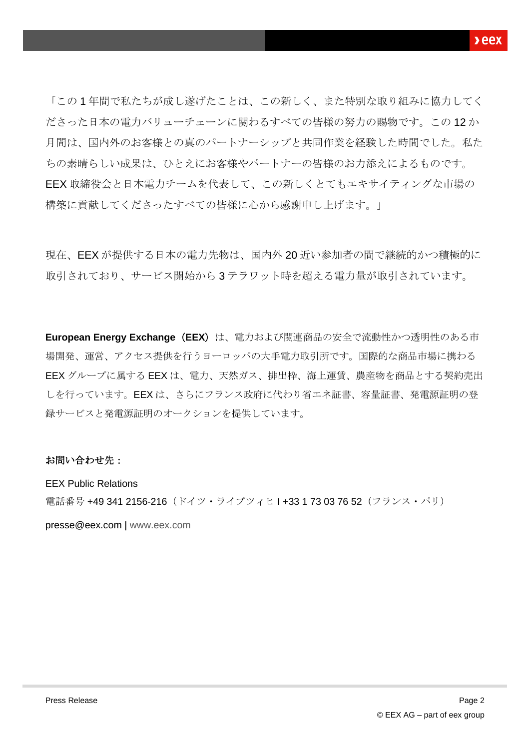「この 1 年間で私たちが成し遂げたことは、この新しく、また特別な取り組みに協力してくださった日本の電力バリューチェーンに関わるすべての皆様の努力の賜物です。この 12 か月間は、国内外のお客様との真のパートナーシップと共同作業を経験した時間でした。私たちの素晴らしい成果は、ひとえにお客様やパートナーの皆様のお力添えによるものです。EEX 取締役会と日本電力チームを代表して、この新しくとてもエキサイティングな市場の構築に貢献してくださったすべての皆様に心から感謝申し上げます。」

現在、EEX が提供する日本の電力先物は、国内外 20 近い参加者の間で継続的かつ積極的に取引されており、サービス開始から 3 テラワット時を超える電力量が取引されています。

**European Energy Exchange（EEX）**は、電力および関連商品の安全で流動性かつ透明性のある市場開発、運営、アクセス提供を行うヨーロッパの大手電力取引所です。国際的な商品市場に携わる EEX グループに属する EEX は、電力、天然ガス、排出枠、海上運賃、農産物を商品とする契約売出しを行っています。EEX は、さらにフランス政府に代わり省エネ証書、容量証書、発電源証明の登録サービスと発電源証明のオークションを提供しています。

**お問い合わせ先：**

EEX Public Relations

電話番号 +49 341 2156-216（ドイツ・ライプツィヒ I +33 1 73 03 76 52（フランス・パリ）

presse@eex.com | www.eex.com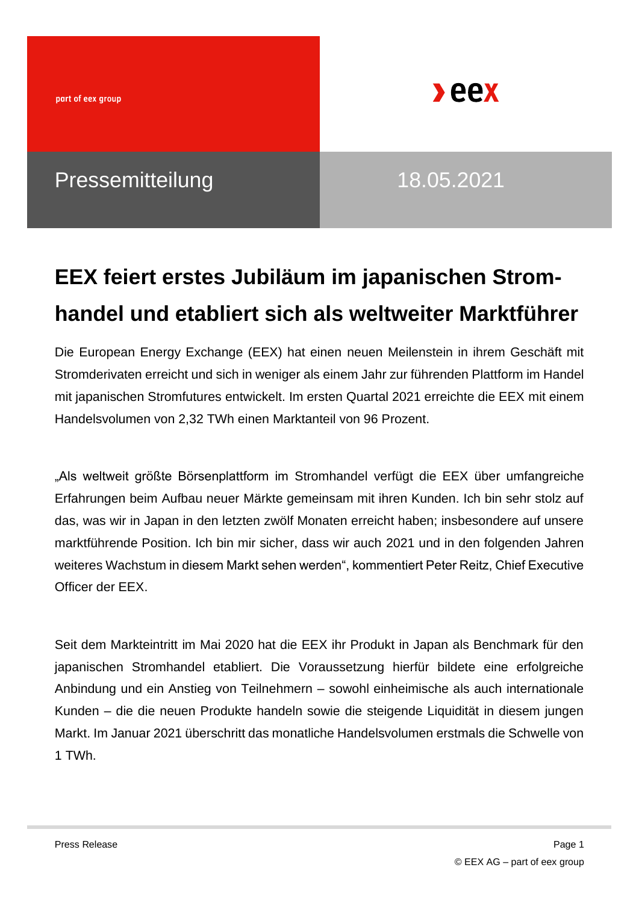part of eex group

**eex**

Pressemitteilung

18.05.2021

# EEX feiert erstes Jubiläum im japanischen Stromhandel und etabliert sich als weltweiter Marktführer

Die European Energy Exchange (EEX) hat einen neuen Meilenstein in ihrem Geschäft mit Stromderivaten erreicht und sich in weniger als einem Jahr zur führenden Plattform im Handel mit japanischen Stromfutures entwickelt. Im ersten Quartal 2021 erreichte die EEX mit einem Handelsvolumen von 2,32 TWh einen Marktanteil von 96 Prozent.

„Als weltweit größte Börsenplattform im Stromhandel verfügt die EEX über umfangreiche Erfahrungen beim Aufbau neuer Märkte gemeinsam mit ihren Kunden. Ich bin sehr stolz auf das, was wir in Japan in den letzten zwölf Monaten erreicht haben; insbesondere auf unsere marktführende Position. Ich bin mir sicher, dass wir auch 2021 und in den folgenden Jahren weiteres Wachstum in diesem Markt sehen werden", kommentiert Peter Reitz, Chief Executive Officer der EEX.

Seit dem Markteintritt im Mai 2020 hat die EEX ihr Produkt in Japan als Benchmark für den japanischen Stromhandel etabliert. Die Voraussetzung hierfür bildete eine erfolgreiche Anbindung und ein Anstieg von Teilnehmern – sowohl einheimische als auch internationale Kunden – die die neuen Produkte handeln sowie die steigende Liquidität in diesem jungen Markt. Im Januar 2021 überschritt das monatliche Handelsvolumen erstmals die Schwelle von 1 TWh.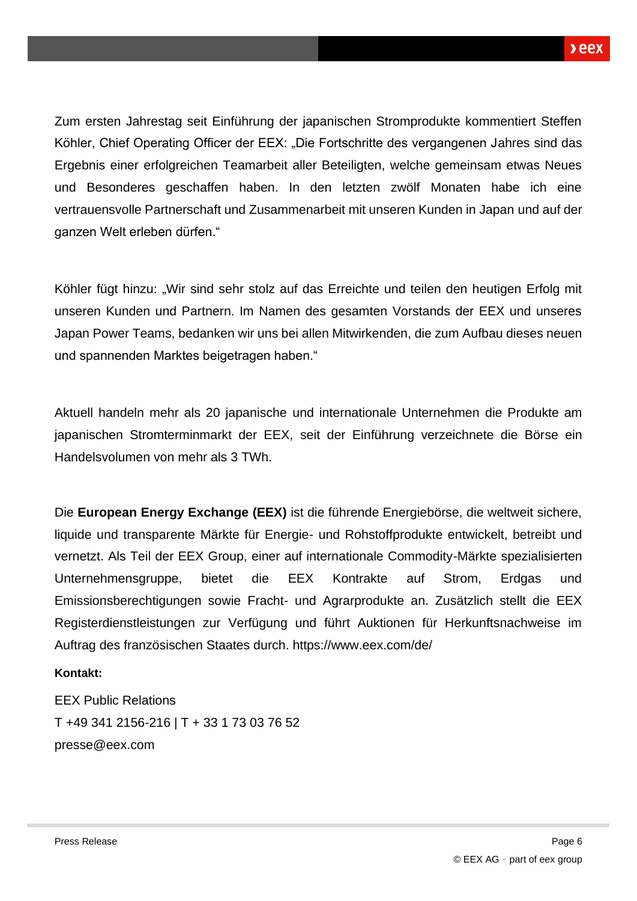Zum ersten Jahrestag seit Einführung der japanischen Stromprodukte kommentiert Steffen Köhler, Chief Operating Officer der EEX: „Die Fortschritte des vergangenen Jahres sind das Ergebnis einer erfolgreichen Teamarbeit aller Beteiligten, welche gemeinsam etwas Neues und Besonderes geschaffen haben. In den letzten zwölf Monaten habe ich eine vertrauensvolle Partnerschaft und Zusammenarbeit mit unseren Kunden in Japan und auf der ganzen Welt erleben dürfen."

Köhler fügt hinzu: „Wir sind sehr stolz auf das Erreichte und teilen den heutigen Erfolg mit unseren Kunden und Partnern. Im Namen des gesamten Vorstands der EEX und unseres Japan Power Teams, bedanken wir uns bei allen Mitwirkenden, die zum Aufbau dieses neuen und spannenden Marktes beigetragen haben."

Aktuell handeln mehr als 20 japanische und internationale Unternehmen die Produkte am japanischen Stromterminmarkt der EEX, seit der Einführung verzeichnete die Börse ein Handelsvolumen von mehr als 3 TWh.

Die **European Energy Exchange (EEX)** ist die führende Energiebörse, die weltweit sichere, liquide und transparente Märkte für Energie- und Rohstoffprodukte entwickelt, betreibt und vernetzt. Als Teil der EEX Group, einer auf internationale Commodity-Märkte spezialisierten Unternehmensgruppe, bietet die EEX Kontrakte auf Strom, Erdgas und Emissionsberechtigungen sowie Fracht- und Agrarprodukte an. Zusätzlich stellt die EEX Registerdienstleistungen zur Verfügung und führt Auktionen für Herkunftsnachweise im Auftrag des französischen Staates durch. https://www.eex.com/de/

**Kontakt:**

EEX Public Relations  
T +49 341 2156-216 | T + 33 1 73 03 76 52  
presse@eex.com